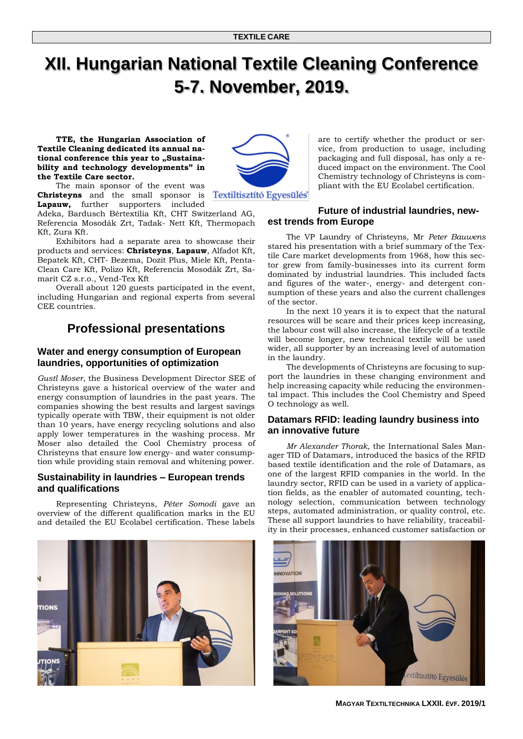# XII. Hungarian National Textile Cleaning Conference 5-7. November, 2019.

**TTE, the Hungarian Association of Textile Cleaning dedicated its annual national conference this year to „Sustainability and technology developments" in the Textile Care sector.**

The main sponsor of the event was **Christeyns** and the small sponsor is **Lapauw,** further supporters included Adeka, Bardusch Bértextília Kft, CHT Switzerland AG, Referencia Mosodák Zrt, Tadak- Nett Kft, Thermopach Kft, Zura Kft.

Exhibitors had a separate area to showcase their products and services: **Christeyns**, **Lapauw**, Alfadot Kft, Bepatek Kft, CHT- Bezema, Dozit Plus, Miele Kft, Penta-Clean Care Kft, Polizo Kft, Referencia Mosodák Zrt, Samarit CZ s.r.o., Vend-Tex Kft

Overall about 120 guests participated in the event, including Hungarian and regional experts from several CEE countries.

## Professional presentations

### Water and energy consumption of European laundries, opportunities of optimization

*Gustl Moser*, the Business Development Director SEE of Christeyns gave a historical overview of the water and energy consumption of laundries in the past years. The companies showing the best results and largest savings typically operate with TBW, their equipment is not older than 10 years, have energy recycling solutions and also apply lower temperatures in the washing process. Mr Moser also detailed the Cool Chemistry process of Christeyns that ensure low energy- and water consumption while providing stain removal and whitening power.

### Sustainability in laundries – European trends and qualifications

Representing Christeyns, *Péter Somodi* gave an overview of the different qualification marks in the EU and detailed the EU Ecolabel certification. These labels are to certify whether the product or service, from production to usage, including packaging and full disposal, has only a reduced impact on the environment. The Cool Chemistry technology of Christeyns is compliant with the EU Ecolabel certification.

### Future of industrial laundries, newest trends from Europe

The VP Laundry of Christeyns, Mr *Peter Bauwens* stared his presentation with a brief summary of the Textile Care market developments from 1968, how this sector grew from family-businesses into its current form dominated by industrial laundries. This included facts and figures of the water-, energy- and detergent consumption of these years and also the current challenges of the sector.

In the next 10 years it is to expect that the natural resources will be scare and their prices keep increasing, the labour cost will also increase, the lifecycle of a textile will become longer, new technical textile will be used wider, all supporter by an increasing level of automation in the laundry.

The developments of Christeyns are focusing to support the laundries in these changing environment and help increasing capacity while reducing the environmental impact. This includes the Cool Chemistry and Speed O technology as well.

### Datamars RFID: leading laundry business into an innovative future

*Mr Alexander Thorak,* the International Sales Manager TID of Datamars, introduced the basics of the RFID based textile identification and the role of Datamars, as one of the largest RFID companies in the world. In the laundry sector, RFID can be used in a variety of application fields, as the enabler of automated counting, technology selection, communication between technology steps, automated administration, or quality control, etc. These all support laundries to have reliability, traceability in their processes, enhanced customer satisfaction or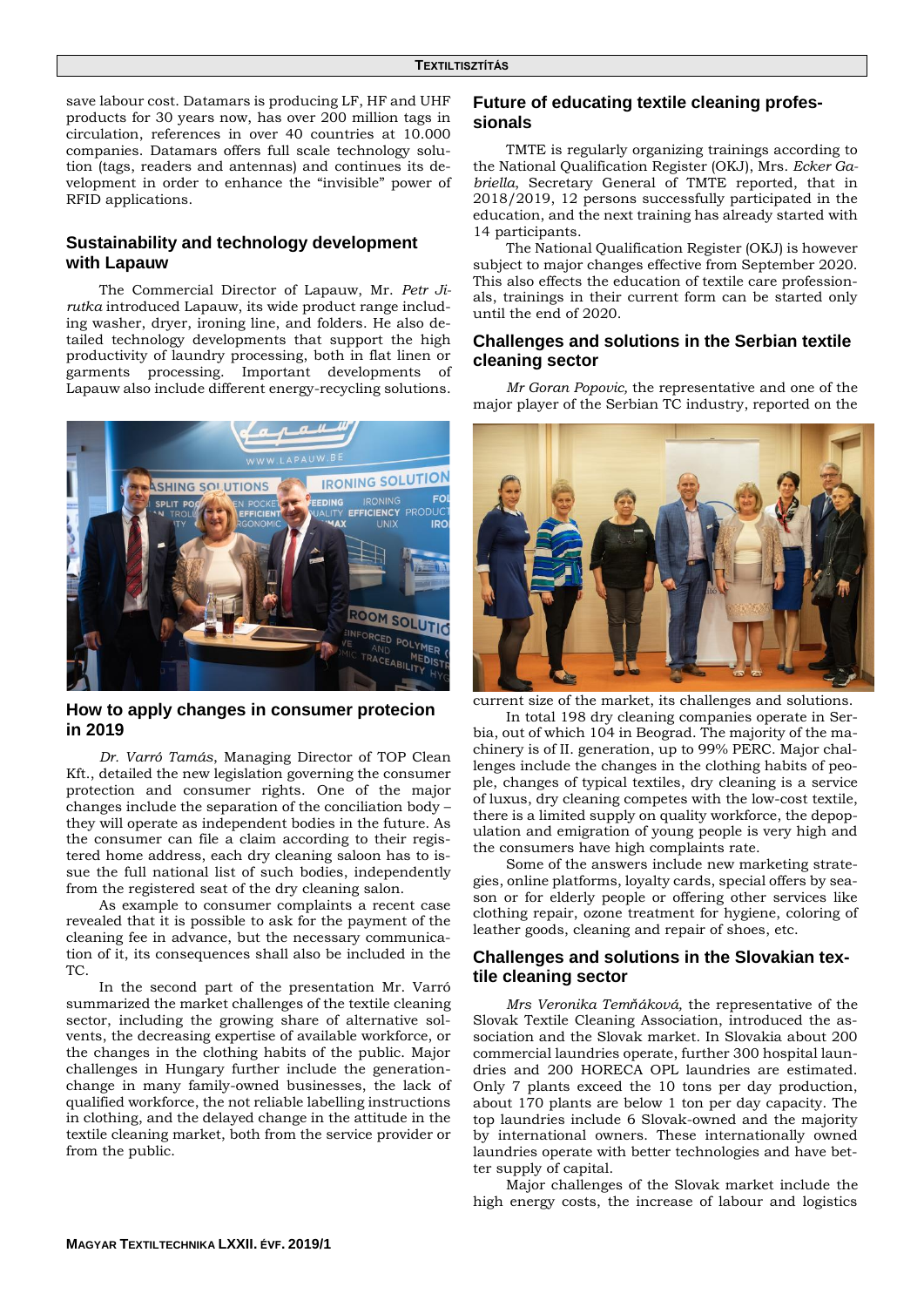save labour cost. Datamars is producing LF, HF and UHF products for 30 years now, has over 200 million tags in circulation, references in over 40 countries at 10.000 companies. Datamars offers full scale technology solution (tags, readers and antennas) and continues its development in order to enhance the "invisible" power of RFID applications.

## Sustainability and technology development with Lapauw

The Commercial Director of Lapauw, Mr. *Petr Jirutka* introduced Lapauw, its wide product range including washer, dryer, ironing line, and folders. He also detailed technology developments that support the high productivity of laundry processing, both in flat linen or garments processing. Important developments of Lapauw also include different energy-recycling solutions.

## How to apply changes in consumer protecion in 2019

*Dr. Varró Tamás*, Managing Director of TOP Clean Kft., detailed the new legislation governing the consumer protection and consumer rights. One of the major changes include the separation of the conciliation body – they will operate as independent bodies in the future. As the consumer can file a claim according to their registered home address, each dry cleaning saloon has to issue the full national list of such bodies, independently from the registered seat of the dry cleaning salon.

As example to consumer complaints a recent case revealed that it is possible to ask for the payment of the cleaning fee in advance, but the necessary communication of it, its consequences shall also be included in the TC.

In the second part of the presentation Mr. Varró summarized the market challenges of the textile cleaning sector, including the growing share of alternative solvents, the decreasing expertise of available workforce, or the changes in the clothing habits of the public. Major challenges in Hungary further include the generation-change in many family-owned businesses, the lack of qualified workforce, the not reliable labelling instructions in clothing, and the delayed change in the attitude in the textile cleaning market, both from the service provider or from the public.

## Future of educating textile cleaning professionals

TMTE is regularly organizing trainings according to the National Qualification Register (OKJ), Mrs. *Ecker Gabriella*, Secretary General of TMTE reported, that in 2018/2019, 12 persons successfully participated in the education, and the next training has already started with 14 participants.

The National Qualification Register (OKJ) is however subject to major changes effective from September 2020. This also effects the education of textile care professionals, trainings in their current form can be started only until the end of 2020.

## Challenges and solutions in the Serbian textile cleaning sector

*Mr Goran Popovic,* the representative and one of the major player of the Serbian TC industry, reported on the current size of the market, its challenges and solutions.

In total 198 dry cleaning companies operate in Serbia, out of which 104 in Beograd. The majority of the machinery is of II. generation, up to 99% PERC. Major challenges include the changes in the clothing habits of people, changes of typical textiles, dry cleaning is a service of luxus, dry cleaning competes with the low-cost textile, there is a limited supply on quality workforce, the depopulation and emigration of young people is very high and the consumers have high complaints rate.

Some of the answers include new marketing strategies, online platforms, loyalty cards, special offers by season or for elderly people or offering other services like clothing repair, ozone treatment for hygiene, coloring of leather goods, cleaning and repair of shoes, etc.

## Challenges and solutions in the Slovakian textile cleaning sector

*Mrs Veronika Temňáková,* the representative of the Slovak Textile Cleaning Association, introduced the association and the Slovak market. In Slovakia about 200 commercial laundries operate, further 300 hospital laundries and 200 HORECA OPL laundries are estimated. Only 7 plants exceed the 10 tons per day production, about 170 plants are below 1 ton per day capacity. The top laundries include 6 Slovak-owned and the majority by international owners. These internationally owned laundries operate with better technologies and have better supply of capital.

Major challenges of the Slovak market include the high energy costs, the increase of labour and logistics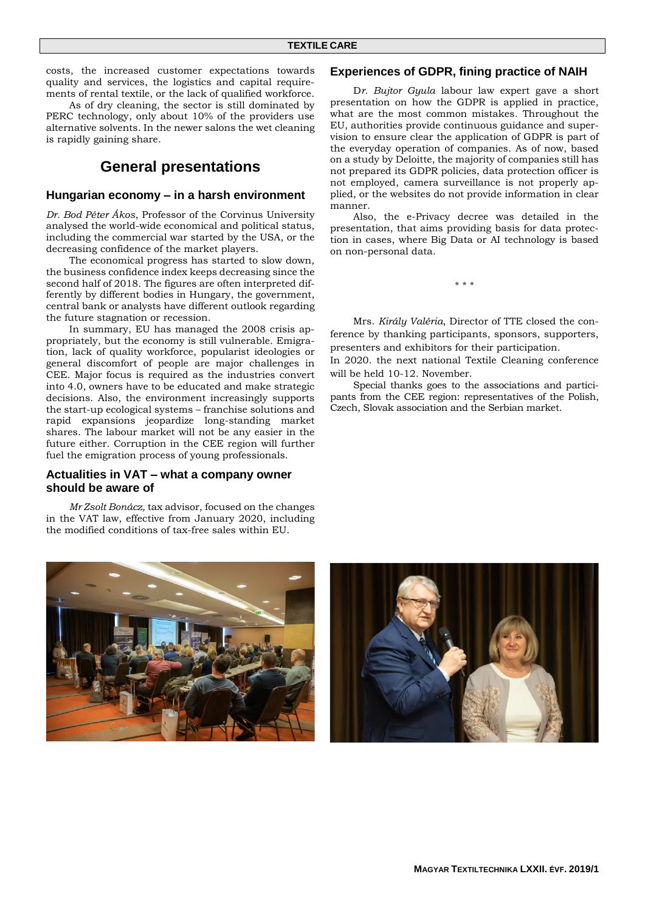costs, the increased customer expectations towards quality and services, the logistics and capital requirements of rental textile, or the lack of qualified workforce.

As of dry cleaning, the sector is still dominated by PERC technology, only about 10% of the providers use alternative solvents. In the newer salons the wet cleaning is rapidly gaining share.

## General presentations

### Hungarian economy – in a harsh environment

*Dr. Bod Péter Ákos*, Professor of the Corvinus University analysed the world-wide economical and political status, including the commercial war started by the USA, or the decreasing confidence of the market players.

The economical progress has started to slow down, the business confidence index keeps decreasing since the second half of 2018. The figures are often interpreted differently by different bodies in Hungary, the government, central bank or analysts have different outlook regarding the future stagnation or recession.

In summary, EU has managed the 2008 crisis appropriately, but the economy is still vulnerable. Emigration, lack of quality workforce, popularist ideologies or general discomfort of people are major challenges in CEE. Major focus is required as the industries convert into 4.0, owners have to be educated and make strategic decisions. Also, the environment increasingly supports the start-up ecological systems – franchise solutions and rapid expansions jeopardize long-standing market shares. The labour market will not be any easier in the future either. Corruption in the CEE region will further fuel the emigration process of young professionals.

### Actualities in VAT – what a company owner should be aware of

*Mr Zsolt Bonácz,* tax advisor, focused on the changes in the VAT law, effective from January 2020, including the modified conditions of tax-free sales within EU.

### Experiences of GDPR, fining practice of NAIH

D*r. Bujtor Gyula* labour law expert gave a short presentation on how the GDPR is applied in practice, what are the most common mistakes. Throughout the EU, authorities provide continuous guidance and supervision to ensure clear the application of GDPR is part of the everyday operation of companies. As of now, based on a study by Deloitte, the majority of companies still has not prepared its GDPR policies, data protection officer is not employed, camera surveillance is not properly applied, or the websites do not provide information in clear manner.

Also, the e-Privacy decree was detailed in the presentation, that aims providing basis for data protection in cases, where Big Data or AI technology is based on non-personal data.

\* \* \*

Mrs. *Király Valéria*, Director of TTE closed the conference by thanking participants, sponsors, supporters, presenters and exhibitors for their participation.

In 2020. the next national Textile Cleaning conference will be held 10-12. November.

Special thanks goes to the associations and participants from the CEE region: representatives of the Polish, Czech, Slovak association and the Serbian market.